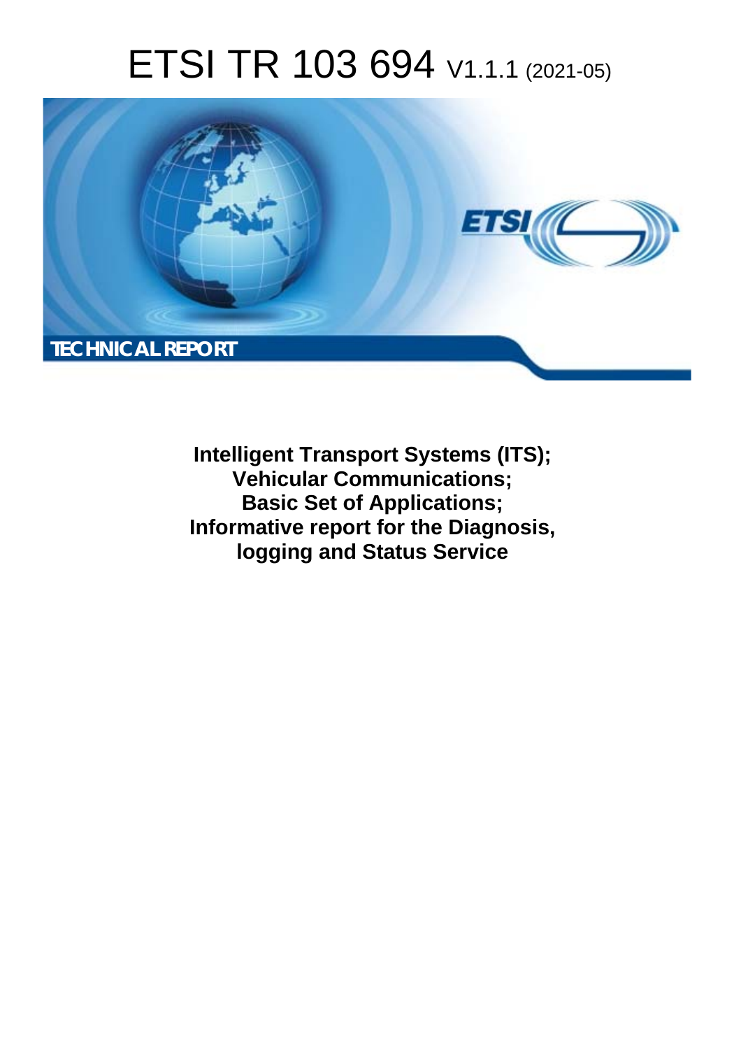# ETSI TR 103 694 V1.1.1 (2021-05)

TECHNICAL REPORT

**Intelligent Transport Systems (ITS);**
**Vehicular Communications;**
**Basic Set of Applications;**
**Informative report for the Diagnosis, logging and Status Service**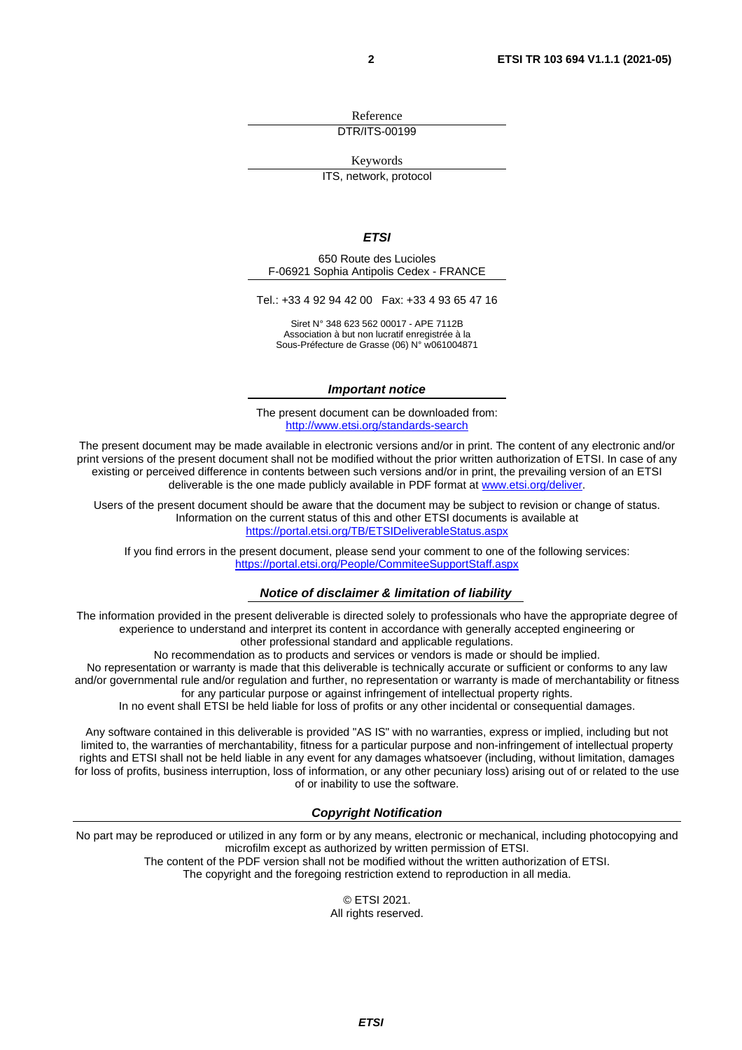Reference

DTR/ITS-00199

Keywords

ITS, network, protocol

***ETSI***

650 Route des Lucioles
F-06921 Sophia Antipolis Cedex - FRANCE

Tel.: +33 4 92 94 42 00   Fax: +33 4 93 65 47 16

Siret N° 348 623 562 00017 - APE 7112B
Association à but non lucratif enregistrée à la
Sous-Préfecture de Grasse (06) N° w061004871

***Important notice***

The present document can be downloaded from:
http://www.etsi.org/standards-search

The present document may be made available in electronic versions and/or in print. The content of any electronic and/or print versions of the present document shall not be modified without the prior written authorization of ETSI. In case of any existing or perceived difference in contents between such versions and/or in print, the prevailing version of an ETSI deliverable is the one made publicly available in PDF format at www.etsi.org/deliver.

Users of the present document should be aware that the document may be subject to revision or change of status. Information on the current status of this and other ETSI documents is available at
https://portal.etsi.org/TB/ETSIDeliverableStatus.aspx

If you find errors in the present document, please send your comment to one of the following services:
https://portal.etsi.org/People/CommiteeSupportStaff.aspx

***Notice of disclaimer & limitation of liability***

The information provided in the present deliverable is directed solely to professionals who have the appropriate degree of experience to understand and interpret its content in accordance with generally accepted engineering or other professional standard and applicable regulations.
No recommendation as to products and services or vendors is made or should be implied.
No representation or warranty is made that this deliverable is technically accurate or sufficient or conforms to any law and/or governmental rule and/or regulation and further, no representation or warranty is made of merchantability or fitness for any particular purpose or against infringement of intellectual property rights.
In no event shall ETSI be held liable for loss of profits or any other incidental or consequential damages.

Any software contained in this deliverable is provided "AS IS" with no warranties, express or implied, including but not limited to, the warranties of merchantability, fitness for a particular purpose and non-infringement of intellectual property rights and ETSI shall not be held liable in any event for any damages whatsoever (including, without limitation, damages for loss of profits, business interruption, loss of information, or any other pecuniary loss) arising out of or related to the use of or inability to use the software.

***Copyright Notification***

No part may be reproduced or utilized in any form or by any means, electronic or mechanical, including photocopying and microfilm except as authorized by written permission of ETSI.
The content of the PDF version shall not be modified without the written authorization of ETSI.
The copyright and the foregoing restriction extend to reproduction in all media.

© ETSI 2021.
All rights reserved.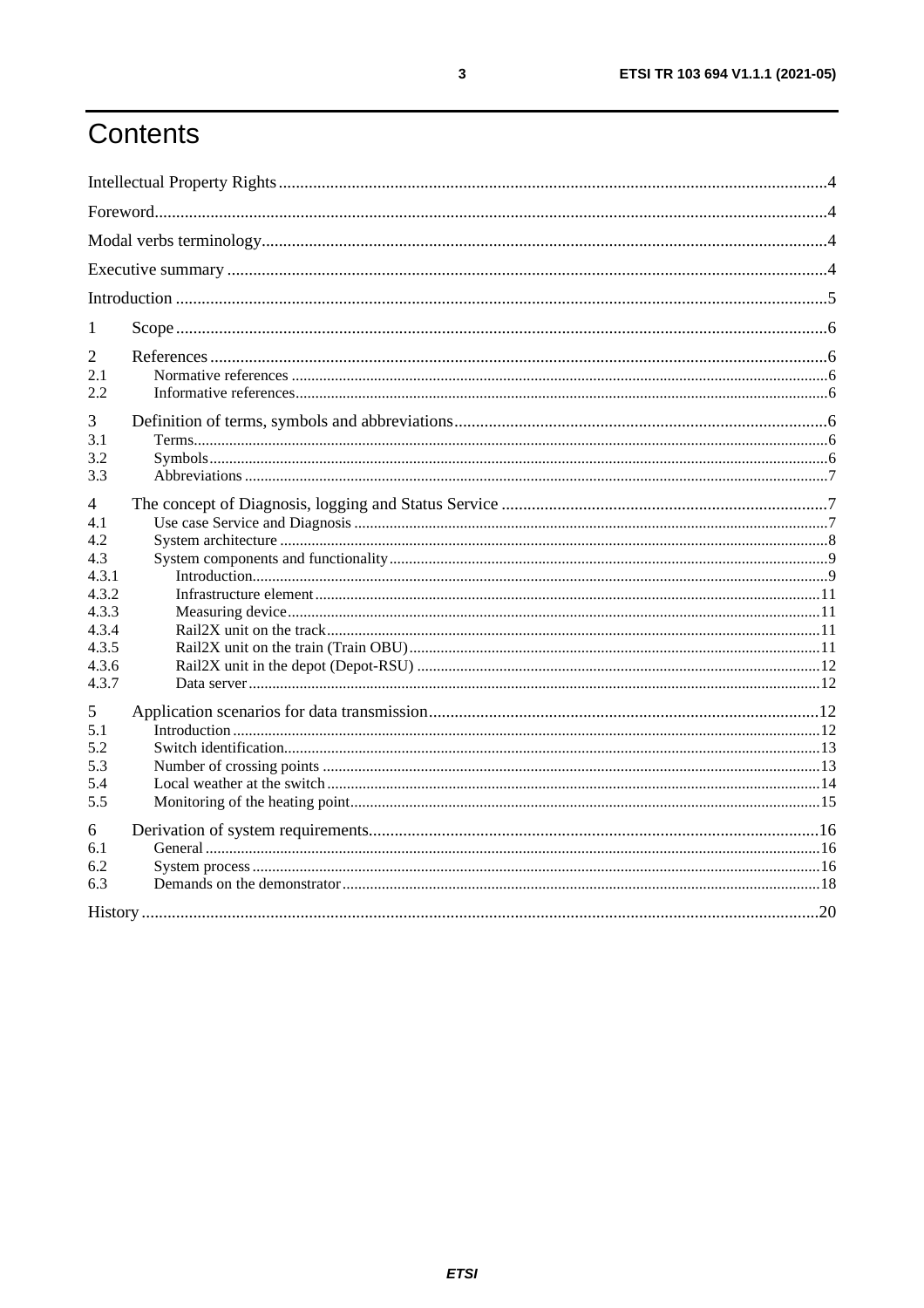# Contents

Intellectual Property Rights....................................................................................................4

Foreword....................................................................................................4

Modal verbs terminology....................................................................................................4

Executive summary....................................................................................................4

Introduction....................................................................................................5

1 Scope....................................................................................................6

2 References....................................................................................................6
- 2.1 Normative references....................................................................................................6
- 2.2 Informative references....................................................................................................6

3 Definition of terms, symbols and abbreviations....................................................................................................6
- 3.1 Terms....................................................................................................6
- 3.2 Symbols....................................................................................................6
- 3.3 Abbreviations....................................................................................................7

4 The concept of Diagnosis, logging and Status Service....................................................................................................7
- 4.1 Use case Service and Diagnosis....................................................................................................7
- 4.2 System architecture....................................................................................................8
- 4.3 System components and functionality....................................................................................................9
  - 4.3.1 Introduction....................................................................................................9
  - 4.3.2 Infrastructure element....................................................................................................11
  - 4.3.3 Measuring device....................................................................................................11
  - 4.3.4 Rail2X unit on the track....................................................................................................11
  - 4.3.5 Rail2X unit on the train (Train OBU)....................................................................................................11
  - 4.3.6 Rail2X unit in the depot (Depot-RSU)....................................................................................................12
  - 4.3.7 Data server....................................................................................................12

5 Application scenarios for data transmission....................................................................................................12
- 5.1 Introduction....................................................................................................12
- 5.2 Switch identification....................................................................................................13
- 5.3 Number of crossing points....................................................................................................13
- 5.4 Local weather at the switch....................................................................................................14
- 5.5 Monitoring of the heating point....................................................................................................15

6 Derivation of system requirements....................................................................................................16
- 6.1 General....................................................................................................16
- 6.2 System process....................................................................................................16
- 6.3 Demands on the demonstrator....................................................................................................18

History....................................................................................................20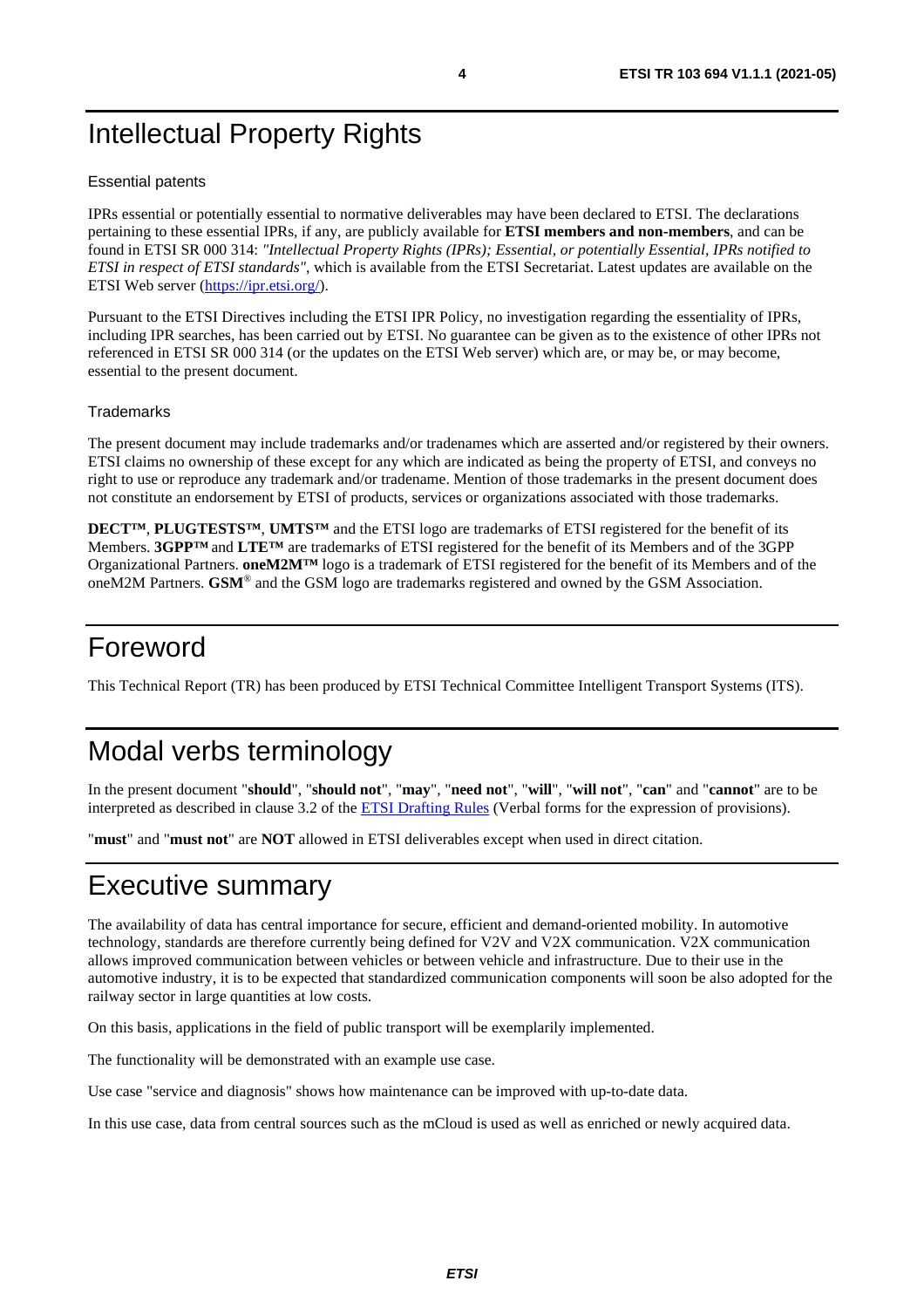# Intellectual Property Rights

## Essential patents

IPRs essential or potentially essential to normative deliverables may have been declared to ETSI. The declarations pertaining to these essential IPRs, if any, are publicly available for **ETSI members and non-members**, and can be found in ETSI SR 000 314: *"Intellectual Property Rights (IPRs); Essential, or potentially Essential, IPRs notified to ETSI in respect of ETSI standards"*, which is available from the ETSI Secretariat. Latest updates are available on the ETSI Web server (https://ipr.etsi.org/).

Pursuant to the ETSI Directives including the ETSI IPR Policy, no investigation regarding the essentiality of IPRs, including IPR searches, has been carried out by ETSI. No guarantee can be given as to the existence of other IPRs not referenced in ETSI SR 000 314 (or the updates on the ETSI Web server) which are, or may be, or may become, essential to the present document.

## Trademarks

The present document may include trademarks and/or tradenames which are asserted and/or registered by their owners. ETSI claims no ownership of these except for any which are indicated as being the property of ETSI, and conveys no right to use or reproduce any trademark and/or tradename. Mention of those trademarks in the present document does not constitute an endorsement by ETSI of products, services or organizations associated with those trademarks.

**DECT™**, **PLUGTESTS™**, **UMTS™** and the ETSI logo are trademarks of ETSI registered for the benefit of its Members. **3GPP™** and **LTE™** are trademarks of ETSI registered for the benefit of its Members and of the 3GPP Organizational Partners. **oneM2M™** logo is a trademark of ETSI registered for the benefit of its Members and of the oneM2M Partners. **GSM**® and the GSM logo are trademarks registered and owned by the GSM Association.

# Foreword

This Technical Report (TR) has been produced by ETSI Technical Committee Intelligent Transport Systems (ITS).

# Modal verbs terminology

In the present document "**should**", "**should not**", "**may**", "**need not**", "**will**", "**will not**", "**can**" and "**cannot**" are to be interpreted as described in clause 3.2 of the ETSI Drafting Rules (Verbal forms for the expression of provisions).

"**must**" and "**must not**" are **NOT** allowed in ETSI deliverables except when used in direct citation.

# Executive summary

The availability of data has central importance for secure, efficient and demand-oriented mobility. In automotive technology, standards are therefore currently being defined for V2V and V2X communication. V2X communication allows improved communication between vehicles or between vehicle and infrastructure. Due to their use in the automotive industry, it is to be expected that standardized communication components will soon be also adopted for the railway sector in large quantities at low costs.

On this basis, applications in the field of public transport will be exemplarily implemented.

The functionality will be demonstrated with an example use case.

Use case "service and diagnosis" shows how maintenance can be improved with up-to-date data.

In this use case, data from central sources such as the mCloud is used as well as enriched or newly acquired data.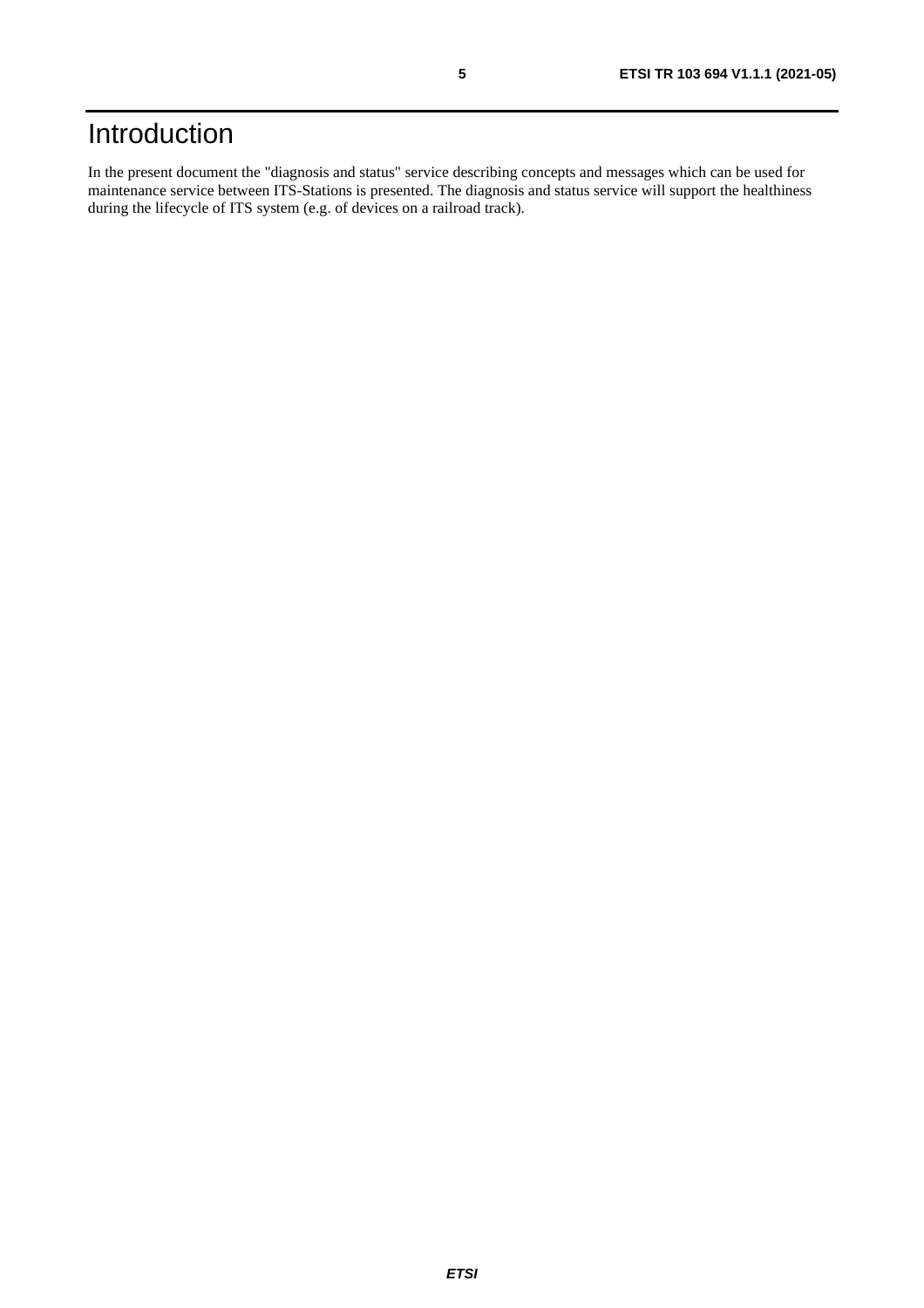# Introduction

In the present document the "diagnosis and status" service describing concepts and messages which can be used for maintenance service between ITS-Stations is presented. The diagnosis and status service will support the healthiness during the lifecycle of ITS system (e.g. of devices on a railroad track).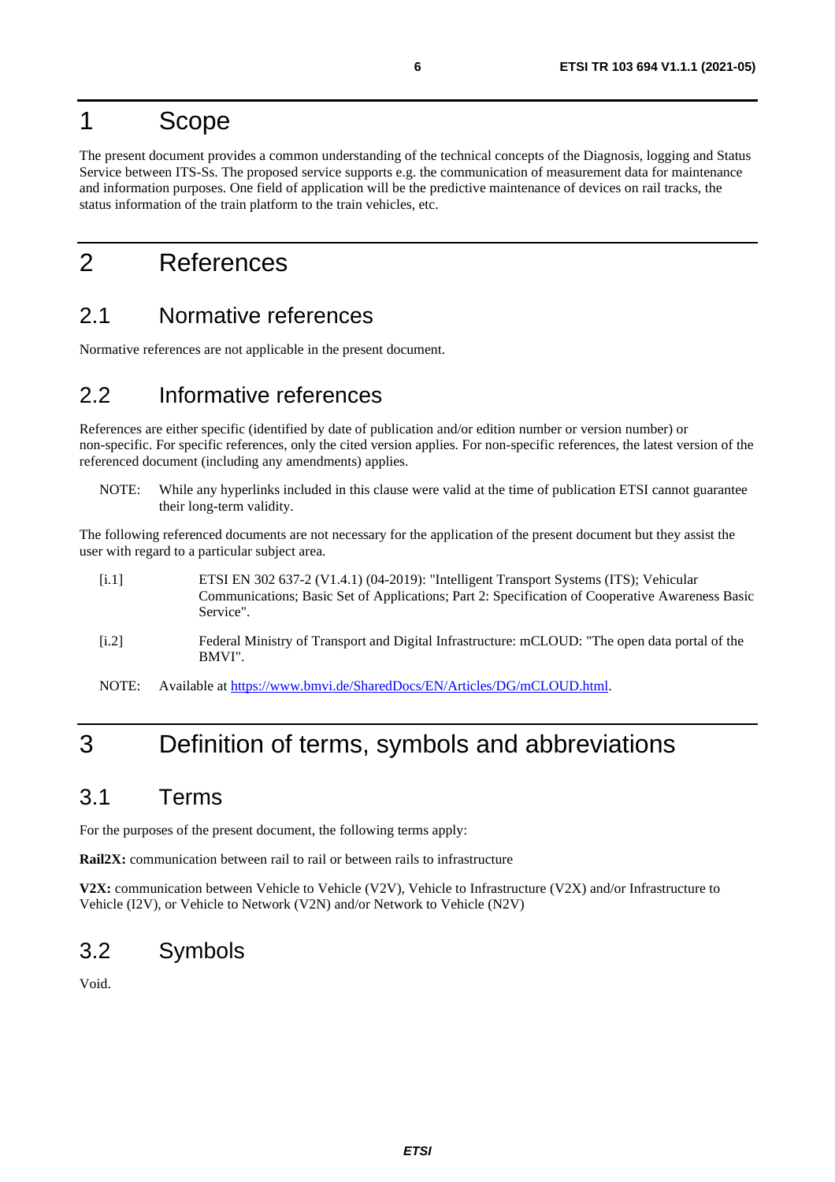# 1 Scope

The present document provides a common understanding of the technical concepts of the Diagnosis, logging and Status Service between ITS-Ss. The proposed service supports e.g. the communication of measurement data for maintenance and information purposes. One field of application will be the predictive maintenance of devices on rail tracks, the status information of the train platform to the train vehicles, etc.

# 2 References

## 2.1 Normative references

Normative references are not applicable in the present document.

## 2.2 Informative references

References are either specific (identified by date of publication and/or edition number or version number) or non-specific. For specific references, only the cited version applies. For non-specific references, the latest version of the referenced document (including any amendments) applies.

NOTE: While any hyperlinks included in this clause were valid at the time of publication ETSI cannot guarantee their long-term validity.

The following referenced documents are not necessary for the application of the present document but they assist the user with regard to a particular subject area.

[i.1] ETSI EN 302 637-2 (V1.4.1) (04-2019): "Intelligent Transport Systems (ITS); Vehicular Communications; Basic Set of Applications; Part 2: Specification of Cooperative Awareness Basic Service".

[i.2] Federal Ministry of Transport and Digital Infrastructure: mCLOUD: "The open data portal of the BMVI".

NOTE: Available at https://www.bmvi.de/SharedDocs/EN/Articles/DG/mCLOUD.html.

# 3 Definition of terms, symbols and abbreviations

## 3.1 Terms

For the purposes of the present document, the following terms apply:

**Rail2X:** communication between rail to rail or between rails to infrastructure

**V2X:** communication between Vehicle to Vehicle (V2V), Vehicle to Infrastructure (V2X) and/or Infrastructure to Vehicle (I2V), or Vehicle to Network (V2N) and/or Network to Vehicle (N2V)

## 3.2 Symbols

Void.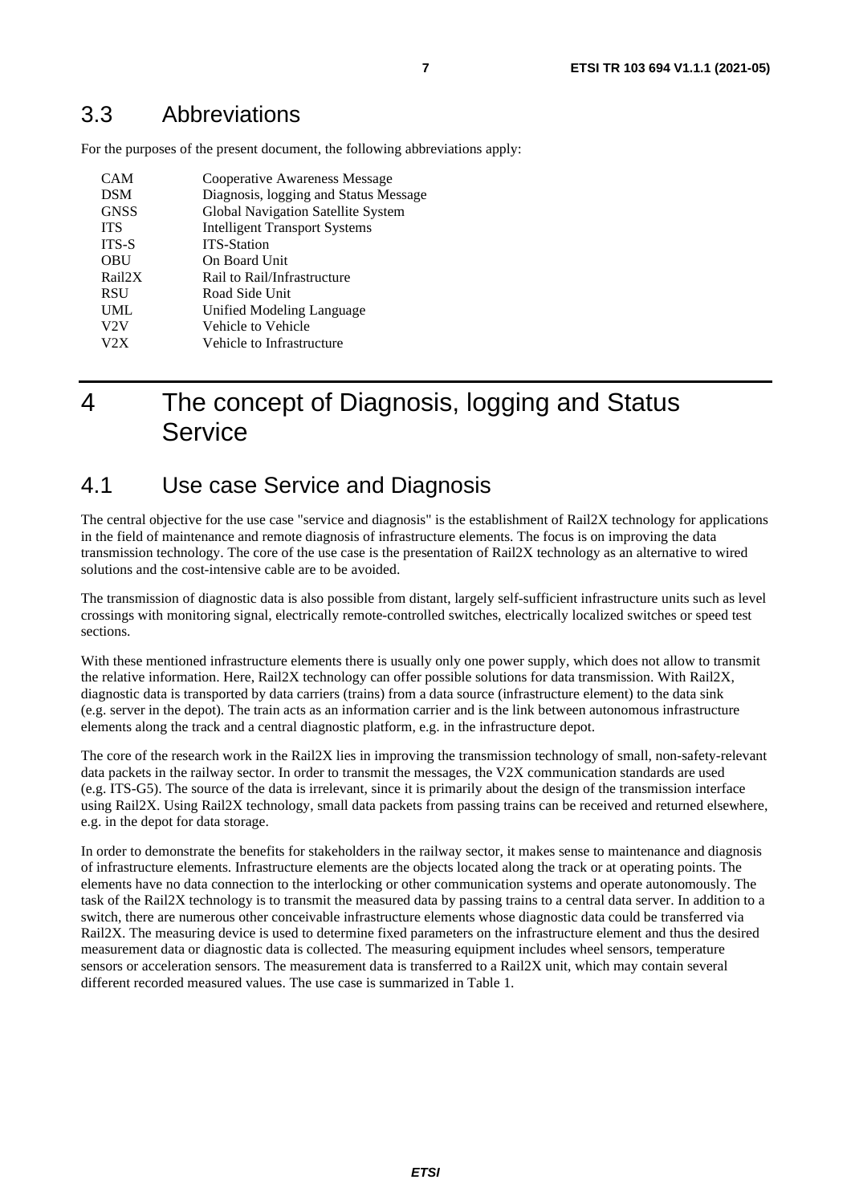## 3.3 Abbreviations

For the purposes of the present document, the following abbreviations apply:

| | |
|---|---|
| CAM | Cooperative Awareness Message |
| DSM | Diagnosis, logging and Status Message |
| GNSS | Global Navigation Satellite System |
| ITS | Intelligent Transport Systems |
| ITS-S | ITS-Station |
| OBU | On Board Unit |
| Rail2X | Rail to Rail/Infrastructure |
| RSU | Road Side Unit |
| UML | Unified Modeling Language |
| V2V | Vehicle to Vehicle |
| V2X | Vehicle to Infrastructure |

# 4 The concept of Diagnosis, logging and Status Service

## 4.1 Use case Service and Diagnosis

The central objective for the use case "service and diagnosis" is the establishment of Rail2X technology for applications in the field of maintenance and remote diagnosis of infrastructure elements. The focus is on improving the data transmission technology. The core of the use case is the presentation of Rail2X technology as an alternative to wired solutions and the cost-intensive cable are to be avoided.

The transmission of diagnostic data is also possible from distant, largely self-sufficient infrastructure units such as level crossings with monitoring signal, electrically remote-controlled switches, electrically localized switches or speed test sections.

With these mentioned infrastructure elements there is usually only one power supply, which does not allow to transmit the relative information. Here, Rail2X technology can offer possible solutions for data transmission. With Rail2X, diagnostic data is transported by data carriers (trains) from a data source (infrastructure element) to the data sink (e.g. server in the depot). The train acts as an information carrier and is the link between autonomous infrastructure elements along the track and a central diagnostic platform, e.g. in the infrastructure depot.

The core of the research work in the Rail2X lies in improving the transmission technology of small, non-safety-relevant data packets in the railway sector. In order to transmit the messages, the V2X communication standards are used (e.g. ITS-G5). The source of the data is irrelevant, since it is primarily about the design of the transmission interface using Rail2X. Using Rail2X technology, small data packets from passing trains can be received and returned elsewhere, e.g. in the depot for data storage.

In order to demonstrate the benefits for stakeholders in the railway sector, it makes sense to maintenance and diagnosis of infrastructure elements. Infrastructure elements are the objects located along the track or at operating points. The elements have no data connection to the interlocking or other communication systems and operate autonomously. The task of the Rail2X technology is to transmit the measured data by passing trains to a central data server. In addition to a switch, there are numerous other conceivable infrastructure elements whose diagnostic data could be transferred via Rail2X. The measuring device is used to determine fixed parameters on the infrastructure element and thus the desired measurement data or diagnostic data is collected. The measuring equipment includes wheel sensors, temperature sensors or acceleration sensors. The measurement data is transferred to a Rail2X unit, which may contain several different recorded measured values. The use case is summarized in Table 1.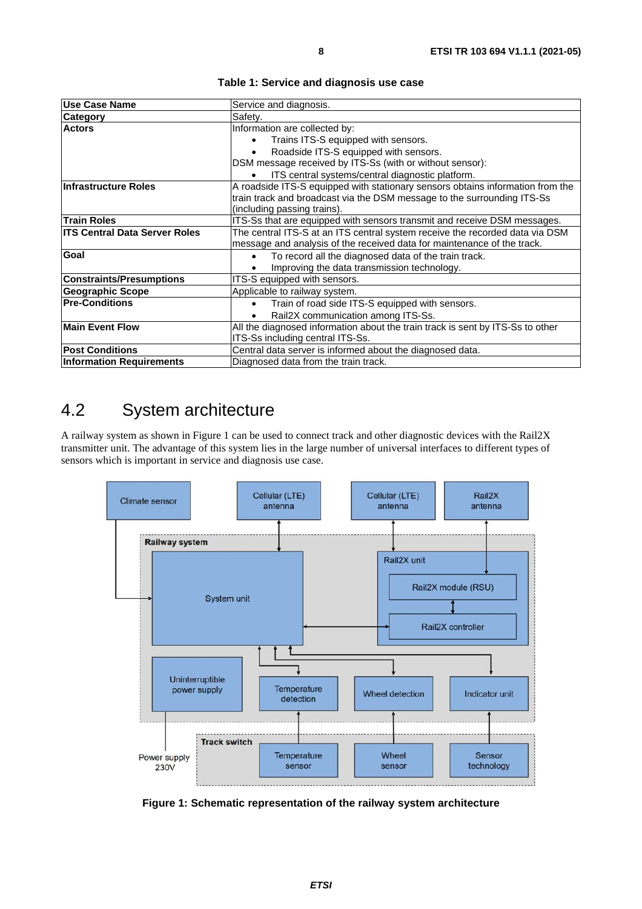**Table 1: Service and diagnosis use case**

| Use Case Name | Service and diagnosis. |
|---|---|
| **Category** | Safety. |
| **Actors** | Information are collected by:<br>• Trains ITS-S equipped with sensors.<br>• Roadside ITS-S equipped with sensors.<br>DSM message received by ITS-Ss (with or without sensor):<br>• ITS central systems/central diagnostic platform. |
| **Infrastructure Roles** | A roadside ITS-S equipped with stationary sensors obtains information from the train track and broadcast via the DSM message to the surrounding ITS-Ss (including passing trains). |
| **Train Roles** | ITS-Ss that are equipped with sensors transmit and receive DSM messages. |
| **ITS Central Data Server Roles** | The central ITS-S at an ITS central system receive the recorded data via DSM message and analysis of the received data for maintenance of the track. |
| **Goal** | • To record all the diagnosed data of the train track.<br>• Improving the data transmission technology. |
| **Constraints/Presumptions** | ITS-S equipped with sensors. |
| **Geographic Scope** | Applicable to railway system. |
| **Pre-Conditions** | • Train of road side ITS-S equipped with sensors.<br>• Rail2X communication among ITS-Ss. |
| **Main Event Flow** | All the diagnosed information about the train track is sent by ITS-Ss to other ITS-Ss including central ITS-Ss. |
| **Post Conditions** | Central data server is informed about the diagnosed data. |
| **Information Requirements** | Diagnosed data from the train track. |

## 4.2 System architecture

A railway system as shown in Figure 1 can be used to connect track and other diagnostic devices with the Rail2X transmitter unit. The advantage of this system lies in the large number of universal interfaces to different types of sensors which is important in service and diagnosis use case.

**Figure 1: Schematic representation of the railway system architecture**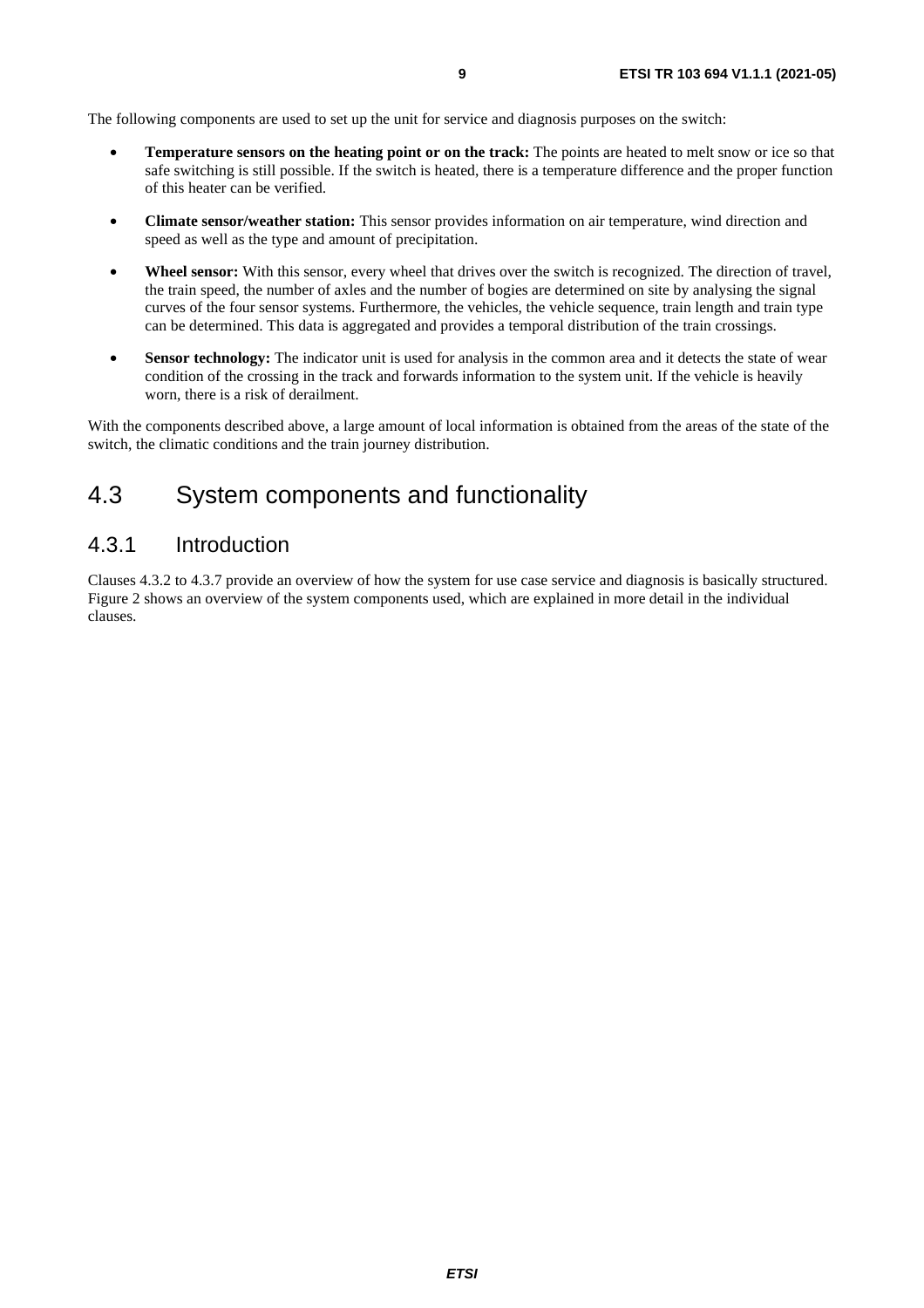The following components are used to set up the unit for service and diagnosis purposes on the switch:

- **Temperature sensors on the heating point or on the track:** The points are heated to melt snow or ice so that safe switching is still possible. If the switch is heated, there is a temperature difference and the proper function of this heater can be verified.
- **Climate sensor/weather station:** This sensor provides information on air temperature, wind direction and speed as well as the type and amount of precipitation.
- **Wheel sensor:** With this sensor, every wheel that drives over the switch is recognized. The direction of travel, the train speed, the number of axles and the number of bogies are determined on site by analysing the signal curves of the four sensor systems. Furthermore, the vehicles, the vehicle sequence, train length and train type can be determined. This data is aggregated and provides a temporal distribution of the train crossings.
- **Sensor technology:** The indicator unit is used for analysis in the common area and it detects the state of wear condition of the crossing in the track and forwards information to the system unit. If the vehicle is heavily worn, there is a risk of derailment.

With the components described above, a large amount of local information is obtained from the areas of the state of the switch, the climatic conditions and the train journey distribution.

## 4.3 System components and functionality

### 4.3.1 Introduction

Clauses 4.3.2 to 4.3.7 provide an overview of how the system for use case service and diagnosis is basically structured. Figure 2 shows an overview of the system components used, which are explained in more detail in the individual clauses.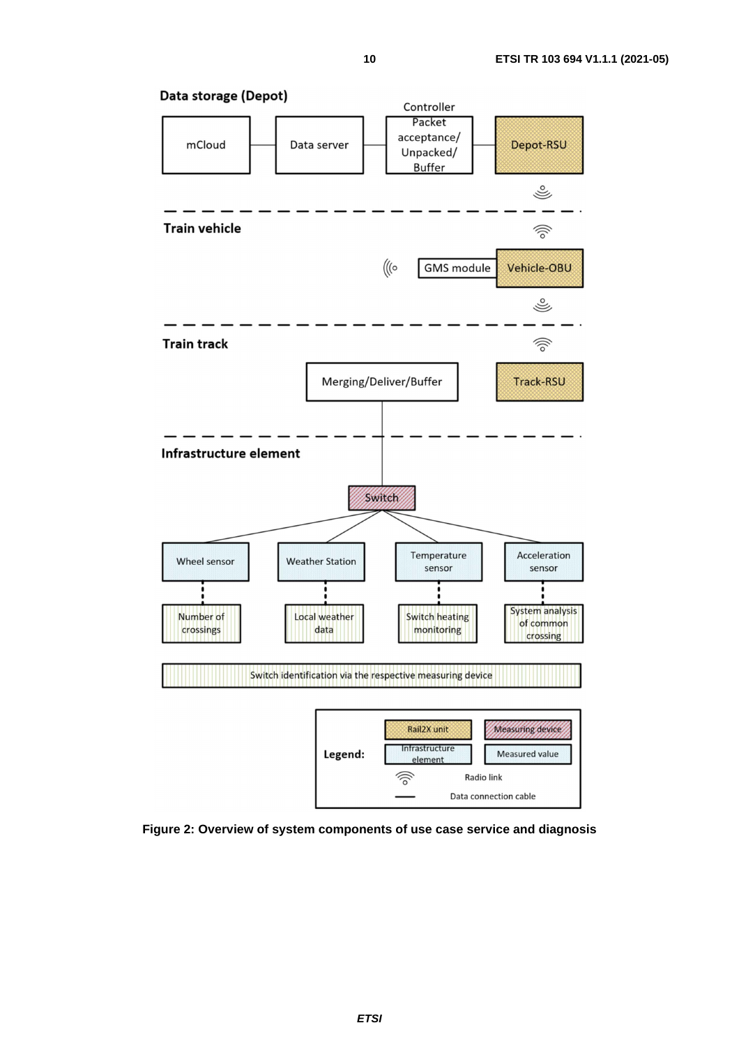**Data storage (Depot)**

mCloud — Data server — Controller (Packet acceptance/ Unpacked/ Buffer) — Depot-RSU

**Train vehicle**

GMS module — Vehicle-OBU

**Train track**

Merging/Deliver/Buffer — Track-RSU

**Infrastructure element**

Switch

| Wheel sensor | Weather Station | Temperature sensor | Acceleration sensor |
|---|---|---|---|
| Number of crossings | Local weather data | Switch heating monitoring | System analysis of common crossing |

Switch identification via the respective measuring device

**Legend:** Rail2X unit; Measuring device; Infrastructure element; Measured value; Radio link; Data connection cable

**Figure 2: Overview of system components of use case service and diagnosis**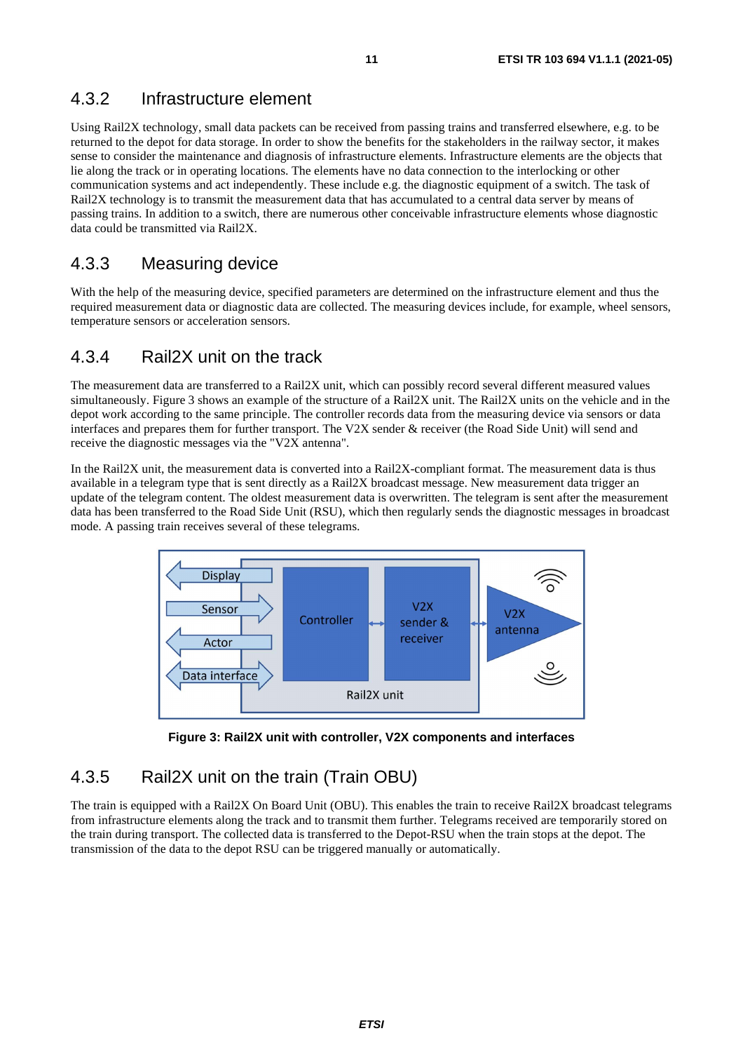### 4.3.2 Infrastructure element

Using Rail2X technology, small data packets can be received from passing trains and transferred elsewhere, e.g. to be returned to the depot for data storage. In order to show the benefits for the stakeholders in the railway sector, it makes sense to consider the maintenance and diagnosis of infrastructure elements. Infrastructure elements are the objects that lie along the track or in operating locations. The elements have no data connection to the interlocking or other communication systems and act independently. These include e.g. the diagnostic equipment of a switch. The task of Rail2X technology is to transmit the measurement data that has accumulated to a central data server by means of passing trains. In addition to a switch, there are numerous other conceivable infrastructure elements whose diagnostic data could be transmitted via Rail2X.

### 4.3.3 Measuring device

With the help of the measuring device, specified parameters are determined on the infrastructure element and thus the required measurement data or diagnostic data are collected. The measuring devices include, for example, wheel sensors, temperature sensors or acceleration sensors.

### 4.3.4 Rail2X unit on the track

The measurement data are transferred to a Rail2X unit, which can possibly record several different measured values simultaneously. Figure 3 shows an example of the structure of a Rail2X unit. The Rail2X units on the vehicle and in the depot work according to the same principle. The controller records data from the measuring device via sensors or data interfaces and prepares them for further transport. The V2X sender & receiver (the Road Side Unit) will send and receive the diagnostic messages via the "V2X antenna".

In the Rail2X unit, the measurement data is converted into a Rail2X-compliant format. The measurement data is thus available in a telegram type that is sent directly as a Rail2X broadcast message. New measurement data trigger an update of the telegram content. The oldest measurement data is overwritten. The telegram is sent after the measurement data has been transferred to the Road Side Unit (RSU), which then regularly sends the diagnostic messages in broadcast mode. A passing train receives several of these telegrams.

**Figure 3: Rail2X unit with controller, V2X components and interfaces**

### 4.3.5 Rail2X unit on the train (Train OBU)

The train is equipped with a Rail2X On Board Unit (OBU). This enables the train to receive Rail2X broadcast telegrams from infrastructure elements along the track and to transmit them further. Telegrams received are temporarily stored on the train during transport. The collected data is transferred to the Depot-RSU when the train stops at the depot. The transmission of the data to the depot RSU can be triggered manually or automatically.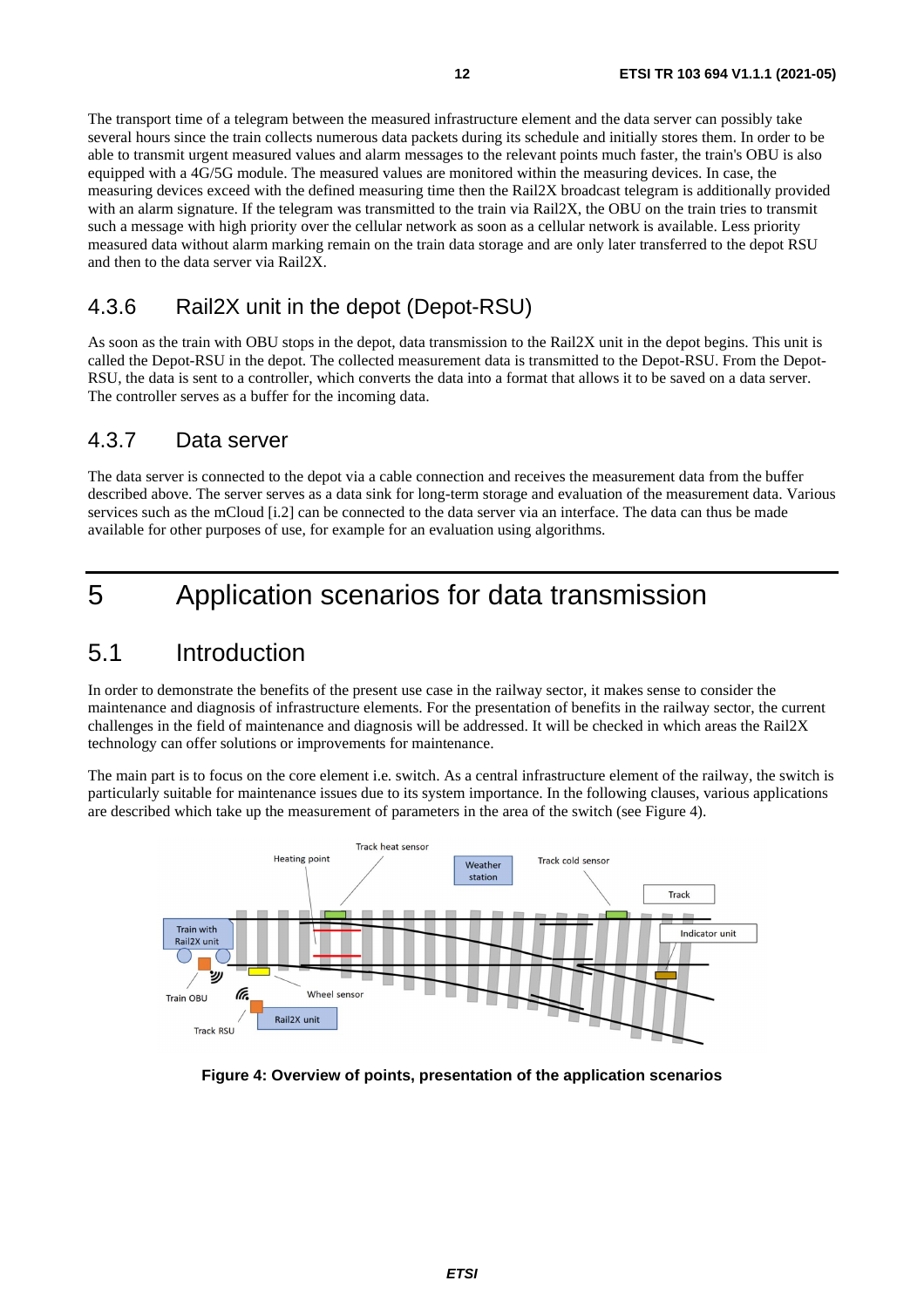The transport time of a telegram between the measured infrastructure element and the data server can possibly take several hours since the train collects numerous data packets during its schedule and initially stores them. In order to be able to transmit urgent measured values and alarm messages to the relevant points much faster, the train's OBU is also equipped with a 4G/5G module. The measured values are monitored within the measuring devices. In case, the measuring devices exceed with the defined measuring time then the Rail2X broadcast telegram is additionally provided with an alarm signature. If the telegram was transmitted to the train via Rail2X, the OBU on the train tries to transmit such a message with high priority over the cellular network as soon as a cellular network is available. Less priority measured data without alarm marking remain on the train data storage and are only later transferred to the depot RSU and then to the data server via Rail2X.

### 4.3.6 Rail2X unit in the depot (Depot-RSU)

As soon as the train with OBU stops in the depot, data transmission to the Rail2X unit in the depot begins. This unit is called the Depot-RSU in the depot. The collected measurement data is transmitted to the Depot-RSU. From the Depot-RSU, the data is sent to a controller, which converts the data into a format that allows it to be saved on a data server. The controller serves as a buffer for the incoming data.

### 4.3.7 Data server

The data server is connected to the depot via a cable connection and receives the measurement data from the buffer described above. The server serves as a data sink for long-term storage and evaluation of the measurement data. Various services such as the mCloud [i.2] can be connected to the data server via an interface. The data can thus be made available for other purposes of use, for example for an evaluation using algorithms.

# 5 Application scenarios for data transmission

## 5.1 Introduction

In order to demonstrate the benefits of the present use case in the railway sector, it makes sense to consider the maintenance and diagnosis of infrastructure elements. For the presentation of benefits in the railway sector, the current challenges in the field of maintenance and diagnosis will be addressed. It will be checked in which areas the Rail2X technology can offer solutions or improvements for maintenance.

The main part is to focus on the core element i.e. switch. As a central infrastructure element of the railway, the switch is particularly suitable for maintenance issues due to its system importance. In the following clauses, various applications are described which take up the measurement of parameters in the area of the switch (see Figure 4).

**Figure 4: Overview of points, presentation of the application scenarios**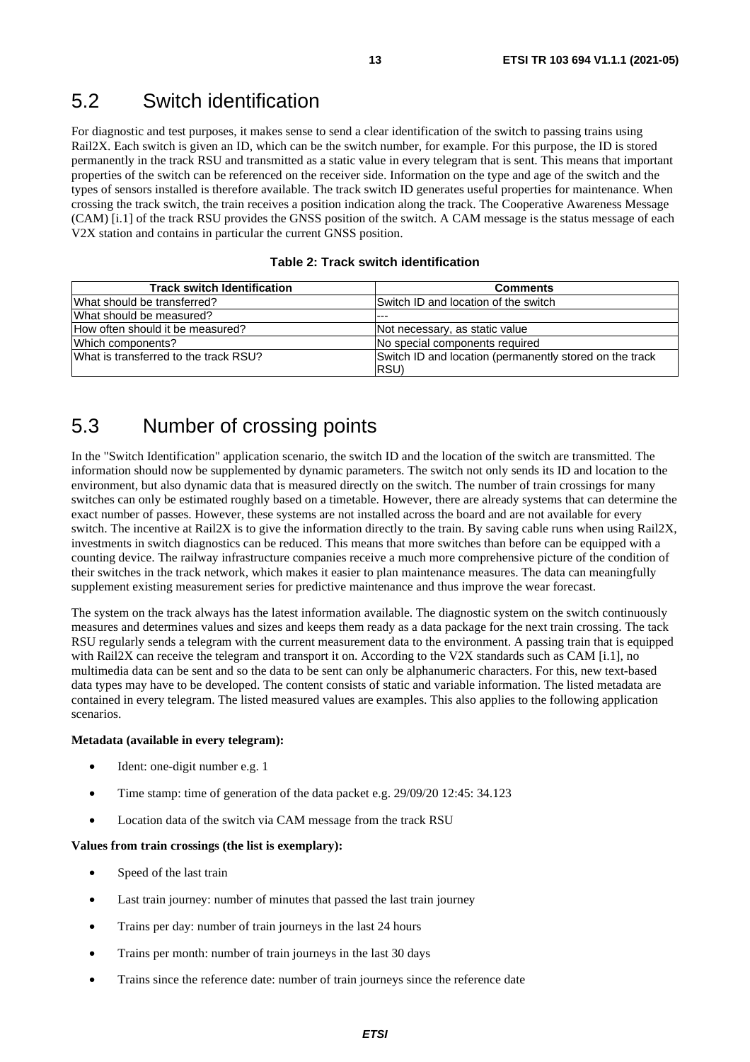## 5.2 Switch identification

For diagnostic and test purposes, it makes sense to send a clear identification of the switch to passing trains using Rail2X. Each switch is given an ID, which can be the switch number, for example. For this purpose, the ID is stored permanently in the track RSU and transmitted as a static value in every telegram that is sent. This means that important properties of the switch can be referenced on the receiver side. Information on the type and age of the switch and the types of sensors installed is therefore available. The track switch ID generates useful properties for maintenance. When crossing the track switch, the train receives a position indication along the track. The Cooperative Awareness Message (CAM) [i.1] of the track RSU provides the GNSS position of the switch. A CAM message is the status message of each V2X station and contains in particular the current GNSS position.

**Table 2: Track switch identification**

| Track switch Identification | Comments |
|---|---|
| What should be transferred? | Switch ID and location of the switch |
| What should be measured? | --- |
| How often should it be measured? | Not necessary, as static value |
| Which components? | No special components required |
| What is transferred to the track RSU? | Switch ID and location (permanently stored on the track RSU) |

## 5.3 Number of crossing points

In the "Switch Identification" application scenario, the switch ID and the location of the switch are transmitted. The information should now be supplemented by dynamic parameters. The switch not only sends its ID and location to the environment, but also dynamic data that is measured directly on the switch. The number of train crossings for many switches can only be estimated roughly based on a timetable. However, there are already systems that can determine the exact number of passes. However, these systems are not installed across the board and are not available for every switch. The incentive at Rail2X is to give the information directly to the train. By saving cable runs when using Rail2X, investments in switch diagnostics can be reduced. This means that more switches than before can be equipped with a counting device. The railway infrastructure companies receive a much more comprehensive picture of the condition of their switches in the track network, which makes it easier to plan maintenance measures. The data can meaningfully supplement existing measurement series for predictive maintenance and thus improve the wear forecast.

The system on the track always has the latest information available. The diagnostic system on the switch continuously measures and determines values and sizes and keeps them ready as a data package for the next train crossing. The tack RSU regularly sends a telegram with the current measurement data to the environment. A passing train that is equipped with Rail2X can receive the telegram and transport it on. According to the V2X standards such as CAM [i.1], no multimedia data can be sent and so the data to be sent can only be alphanumeric characters. For this, new text-based data types may have to be developed. The content consists of static and variable information. The listed metadata are contained in every telegram. The listed measured values are examples. This also applies to the following application scenarios.

**Metadata (available in every telegram):**

- Ident: one-digit number e.g. 1
- Time stamp: time of generation of the data packet e.g. 29/09/20 12:45: 34.123
- Location data of the switch via CAM message from the track RSU

**Values from train crossings (the list is exemplary):**

- Speed of the last train
- Last train journey: number of minutes that passed the last train journey
- Trains per day: number of train journeys in the last 24 hours
- Trains per month: number of train journeys in the last 30 days
- Trains since the reference date: number of train journeys since the reference date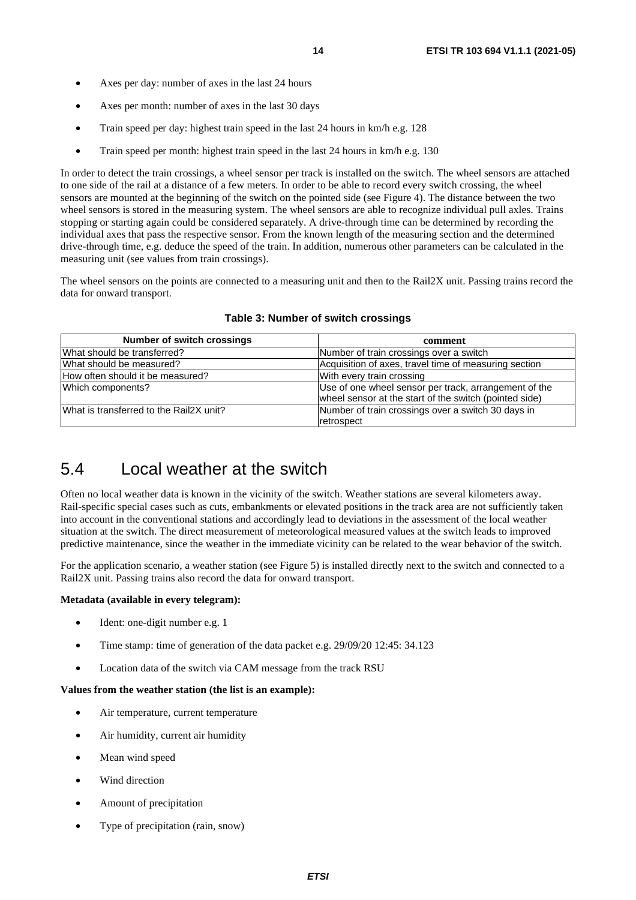- Axes per day: number of axes in the last 24 hours
- Axes per month: number of axes in the last 30 days
- Train speed per day: highest train speed in the last 24 hours in km/h e.g. 128
- Train speed per month: highest train speed in the last 24 hours in km/h e.g. 130

In order to detect the train crossings, a wheel sensor per track is installed on the switch. The wheel sensors are attached to one side of the rail at a distance of a few meters. In order to be able to record every switch crossing, the wheel sensors are mounted at the beginning of the switch on the pointed side (see Figure 4). The distance between the two wheel sensors is stored in the measuring system. The wheel sensors are able to recognize individual pull axles. Trains stopping or starting again could be considered separately. A drive-through time can be determined by recording the individual axes that pass the respective sensor. From the known length of the measuring section and the determined drive-through time, e.g. deduce the speed of the train. In addition, numerous other parameters can be calculated in the measuring unit (see values from train crossings).

The wheel sensors on the points are connected to a measuring unit and then to the Rail2X unit. Passing trains record the data for onward transport.

**Table 3: Number of switch crossings**

| Number of switch crossings | comment |
|---|---|
| What should be transferred? | Number of train crossings over a switch |
| What should be measured? | Acquisition of axes, travel time of measuring section |
| How often should it be measured? | With every train crossing |
| Which components? | Use of one wheel sensor per track, arrangement of the wheel sensor at the start of the switch (pointed side) |
| What is transferred to the Rail2X unit? | Number of train crossings over a switch 30 days in retrospect |

## 5.4 Local weather at the switch

Often no local weather data is known in the vicinity of the switch. Weather stations are several kilometers away. Rail-specific special cases such as cuts, embankments or elevated positions in the track area are not sufficiently taken into account in the conventional stations and accordingly lead to deviations in the assessment of the local weather situation at the switch. The direct measurement of meteorological measured values at the switch leads to improved predictive maintenance, since the weather in the immediate vicinity can be related to the wear behavior of the switch.

For the application scenario, a weather station (see Figure 5) is installed directly next to the switch and connected to a Rail2X unit. Passing trains also record the data for onward transport.

**Metadata (available in every telegram):**

- Ident: one-digit number e.g. 1
- Time stamp: time of generation of the data packet e.g. 29/09/20 12:45: 34.123
- Location data of the switch via CAM message from the track RSU

**Values from the weather station (the list is an example):**

- Air temperature, current temperature
- Air humidity, current air humidity
- Mean wind speed
- Wind direction
- Amount of precipitation
- Type of precipitation (rain, snow)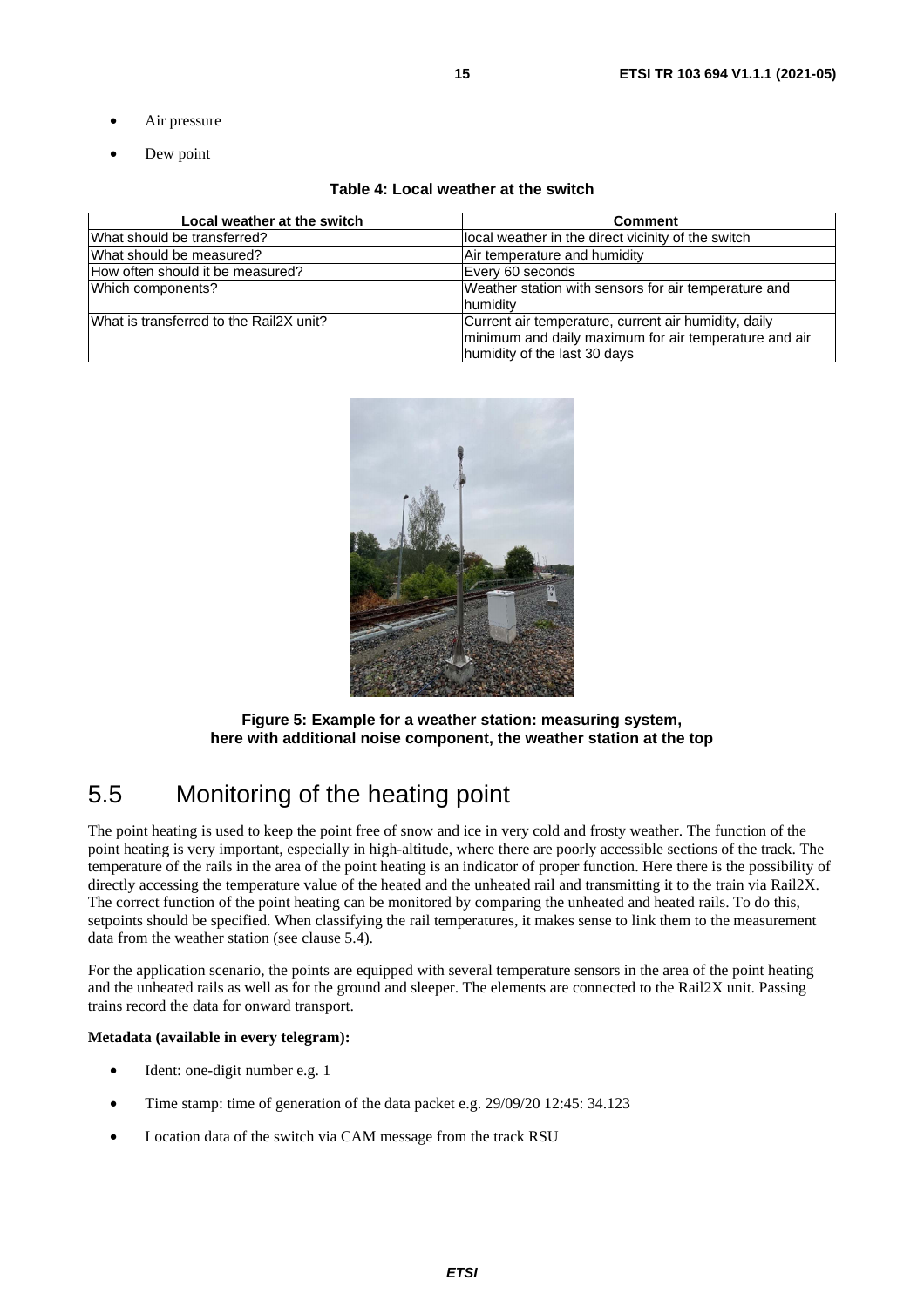- Air pressure
- Dew point

**Table 4: Local weather at the switch**

| Local weather at the switch | Comment |
|---|---|
| What should be transferred? | local weather in the direct vicinity of the switch |
| What should be measured? | Air temperature and humidity |
| How often should it be measured? | Every 60 seconds |
| Which components? | Weather station with sensors for air temperature and humidity |
| What is transferred to the Rail2X unit? | Current air temperature, current air humidity, daily minimum and daily maximum for air temperature and air humidity of the last 30 days |

**Figure 5: Example for a weather station: measuring system, here with additional noise component, the weather station at the top**

## 5.5 Monitoring of the heating point

The point heating is used to keep the point free of snow and ice in very cold and frosty weather. The function of the point heating is very important, especially in high-altitude, where there are poorly accessible sections of the track. The temperature of the rails in the area of the point heating is an indicator of proper function. Here there is the possibility of directly accessing the temperature value of the heated and the unheated rail and transmitting it to the train via Rail2X. The correct function of the point heating can be monitored by comparing the unheated and heated rails. To do this, setpoints should be specified. When classifying the rail temperatures, it makes sense to link them to the measurement data from the weather station (see clause 5.4).

For the application scenario, the points are equipped with several temperature sensors in the area of the point heating and the unheated rails as well as for the ground and sleeper. The elements are connected to the Rail2X unit. Passing trains record the data for onward transport.

**Metadata (available in every telegram):**

- Ident: one-digit number e.g. 1
- Time stamp: time of generation of the data packet e.g. 29/09/20 12:45: 34.123
- Location data of the switch via CAM message from the track RSU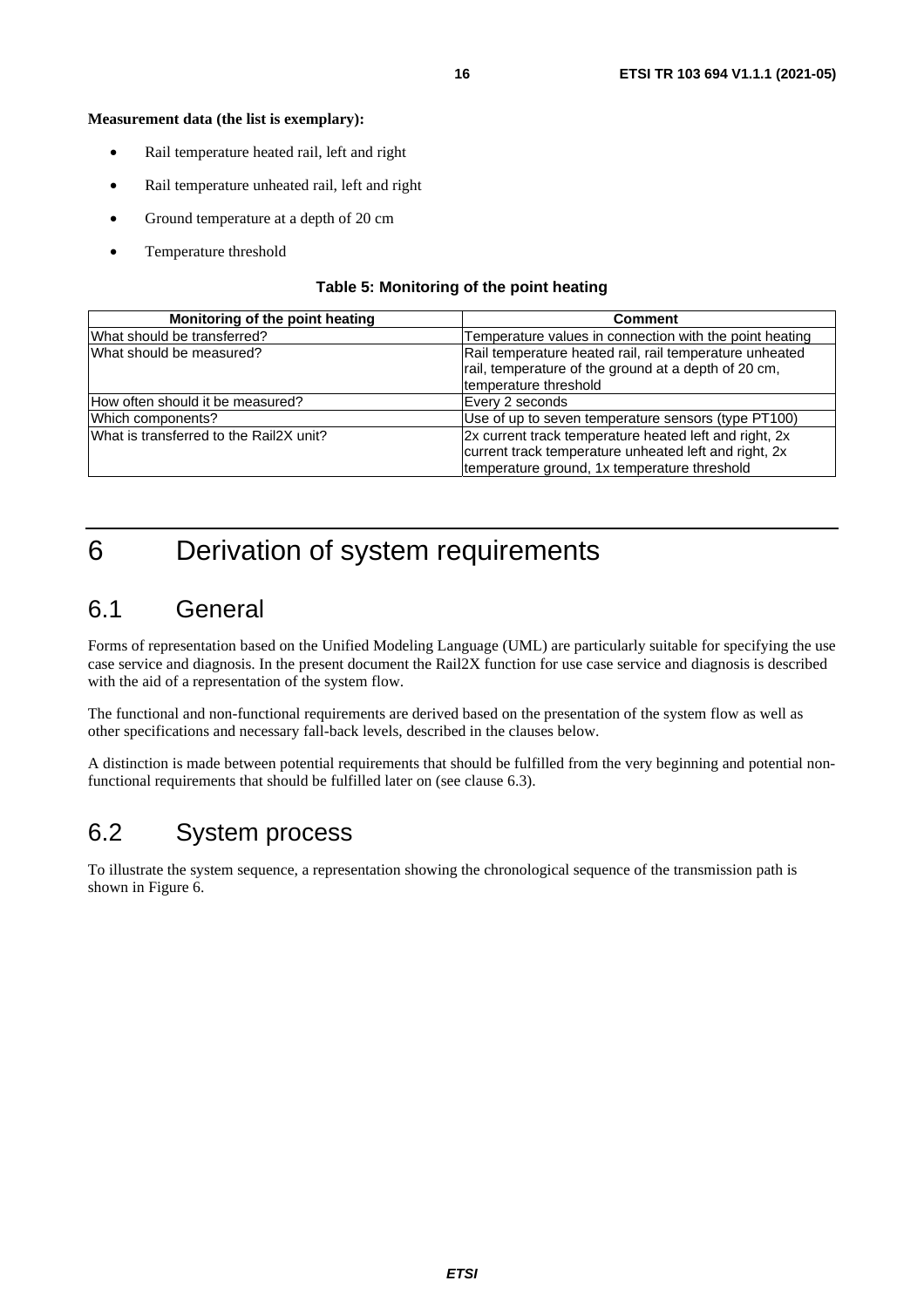**Measurement data (the list is exemplary):**

- Rail temperature heated rail, left and right
- Rail temperature unheated rail, left and right
- Ground temperature at a depth of 20 cm
- Temperature threshold

**Table 5: Monitoring of the point heating**

| Monitoring of the point heating | Comment |
|---|---|
| What should be transferred? | Temperature values in connection with the point heating |
| What should be measured? | Rail temperature heated rail, rail temperature unheated rail, temperature of the ground at a depth of 20 cm, temperature threshold |
| How often should it be measured? | Every 2 seconds |
| Which components? | Use of up to seven temperature sensors (type PT100) |
| What is transferred to the Rail2X unit? | 2x current track temperature heated left and right, 2x current track temperature unheated left and right, 2x temperature ground, 1x temperature threshold |

# 6 Derivation of system requirements

## 6.1 General

Forms of representation based on the Unified Modeling Language (UML) are particularly suitable for specifying the use case service and diagnosis. In the present document the Rail2X function for use case service and diagnosis is described with the aid of a representation of the system flow.

The functional and non-functional requirements are derived based on the presentation of the system flow as well as other specifications and necessary fall-back levels, described in the clauses below.

A distinction is made between potential requirements that should be fulfilled from the very beginning and potential non-functional requirements that should be fulfilled later on (see clause 6.3).

## 6.2 System process

To illustrate the system sequence, a representation showing the chronological sequence of the transmission path is shown in Figure 6.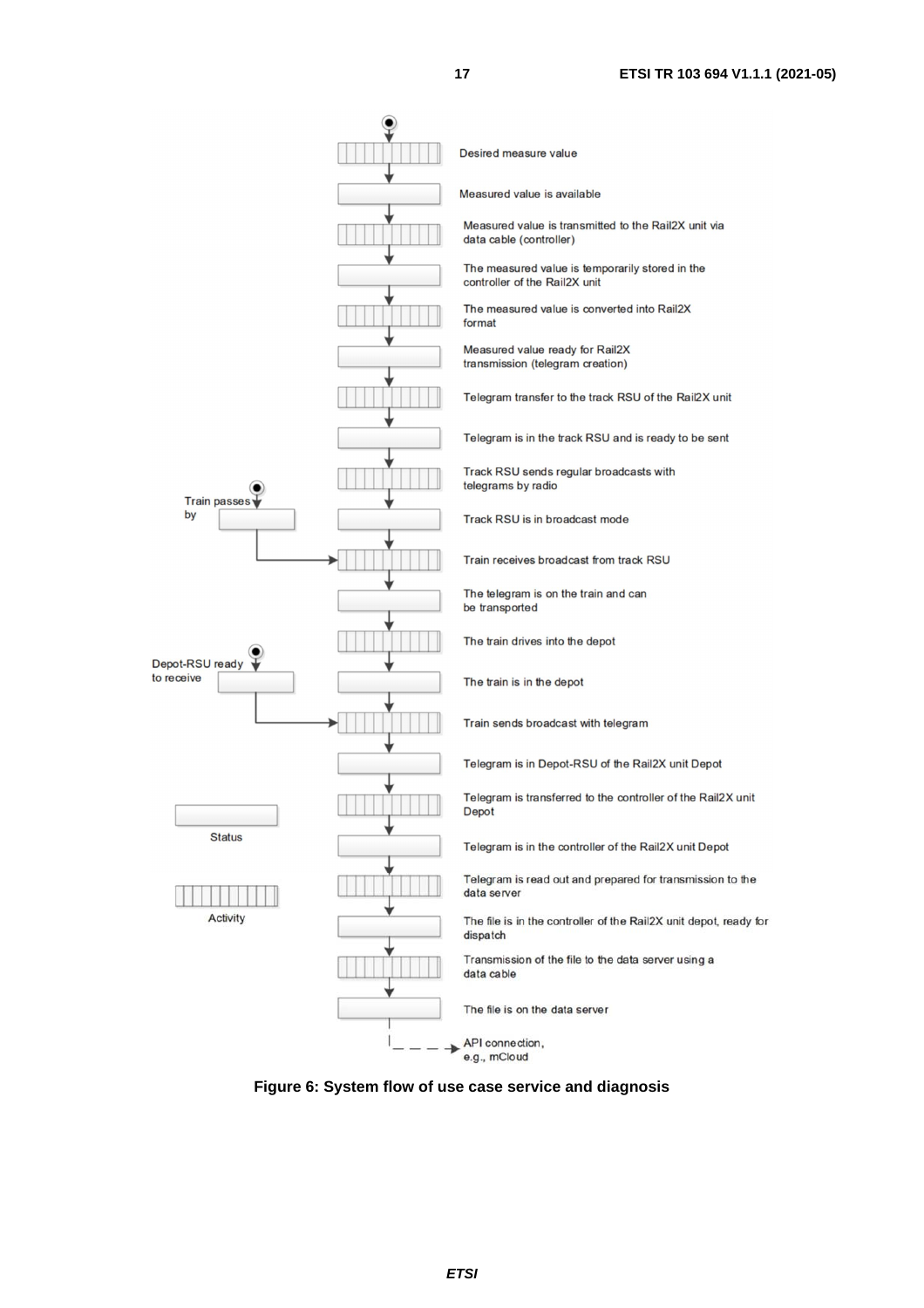Desired measure value

Measured value is available

Measured value is transmitted to the Rail2X unit via data cable (controller)

The measured value is temporarily stored in the controller of the Rail2X unit

The measured value is converted into Rail2X format

Measured value ready for Rail2X transmission (telegram creation)

Telegram transfer to the track RSU of the Rail2X unit

Telegram is in the track RSU and is ready to be sent

Track RSU sends regular broadcasts with telegrams by radio

Train passes by

Track RSU is in broadcast mode

Train receives broadcast from track RSU

The telegram is on the train and can be transported

The train drives into the depot

Depot-RSU ready to receive

The train is in the depot

Train sends broadcast with telegram

Telegram is in Depot-RSU of the Rail2X unit Depot

Telegram is transferred to the controller of the Rail2X unit Depot

Status

Telegram is in the controller of the Rail2X unit Depot

Telegram is read out and prepared for transmission to the data server

Activity

The file is in the controller of the Rail2X unit depot, ready for dispatch

Transmission of the file to the data server using a data cable

The file is on the data server

API connection, e.g., mCloud

**Figure 6: System flow of use case service and diagnosis**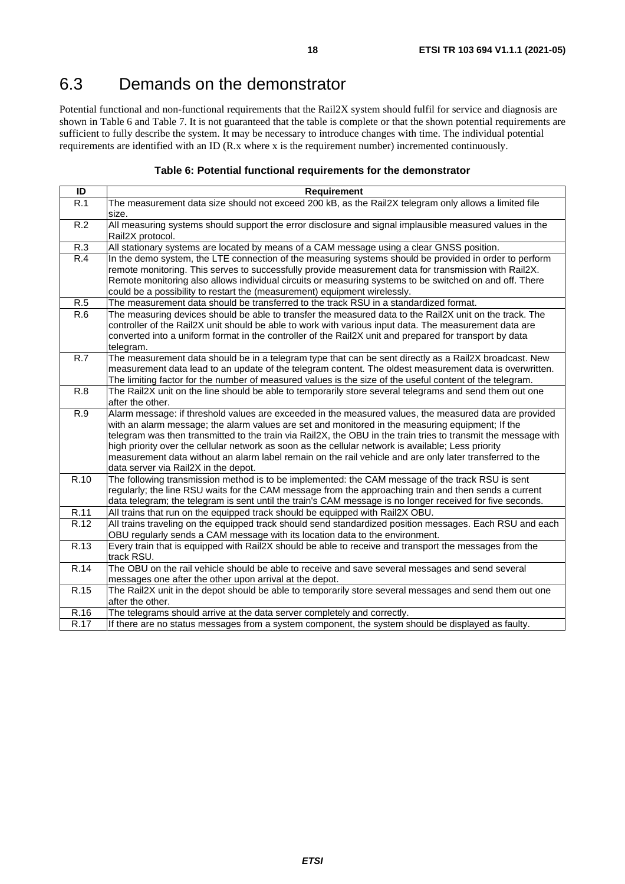## 6.3 Demands on the demonstrator

Potential functional and non-functional requirements that the Rail2X system should fulfil for service and diagnosis are shown in Table 6 and Table 7. It is not guaranteed that the table is complete or that the shown potential requirements are sufficient to fully describe the system. It may be necessary to introduce changes with time. The individual potential requirements are identified with an ID (R.x where x is the requirement number) incremented continuously.

**Table 6: Potential functional requirements for the demonstrator**

| ID | Requirement |
|---|---|
| R.1 | The measurement data size should not exceed 200 kB, as the Rail2X telegram only allows a limited file size. |
| R.2 | All measuring systems should support the error disclosure and signal implausible measured values in the Rail2X protocol. |
| R.3 | All stationary systems are located by means of a CAM message using a clear GNSS position. |
| R.4 | In the demo system, the LTE connection of the measuring systems should be provided in order to perform remote monitoring. This serves to successfully provide measurement data for transmission with Rail2X. Remote monitoring also allows individual circuits or measuring systems to be switched on and off. There could be a possibility to restart the (measurement) equipment wirelessly. |
| R.5 | The measurement data should be transferred to the track RSU in a standardized format. |
| R.6 | The measuring devices should be able to transfer the measured data to the Rail2X unit on the track. The controller of the Rail2X unit should be able to work with various input data. The measurement data are converted into a uniform format in the controller of the Rail2X unit and prepared for transport by data telegram. |
| R.7 | The measurement data should be in a telegram type that can be sent directly as a Rail2X broadcast. New measurement data lead to an update of the telegram content. The oldest measurement data is overwritten. The limiting factor for the number of measured values is the size of the useful content of the telegram. |
| R.8 | The Rail2X unit on the line should be able to temporarily store several telegrams and send them out one after the other. |
| R.9 | Alarm message: if threshold values are exceeded in the measured values, the measured data are provided with an alarm message; the alarm values are set and monitored in the measuring equipment; If the telegram was then transmitted to the train via Rail2X, the OBU in the train tries to transmit the message with high priority over the cellular network as soon as the cellular network is available; Less priority measurement data without an alarm label remain on the rail vehicle and are only later transferred to the data server via Rail2X in the depot. |
| R.10 | The following transmission method is to be implemented: the CAM message of the track RSU is sent regularly; the line RSU waits for the CAM message from the approaching train and then sends a current data telegram; the telegram is sent until the train's CAM message is no longer received for five seconds. |
| R.11 | All trains that run on the equipped track should be equipped with Rail2X OBU. |
| R.12 | All trains traveling on the equipped track should send standardized position messages. Each RSU and each OBU regularly sends a CAM message with its location data to the environment. |
| R.13 | Every train that is equipped with Rail2X should be able to receive and transport the messages from the track RSU. |
| R.14 | The OBU on the rail vehicle should be able to receive and save several messages and send several messages one after the other upon arrival at the depot. |
| R.15 | The Rail2X unit in the depot should be able to temporarily store several messages and send them out one after the other. |
| R.16 | The telegrams should arrive at the data server completely and correctly. |
| R.17 | If there are no status messages from a system component, the system should be displayed as faulty. |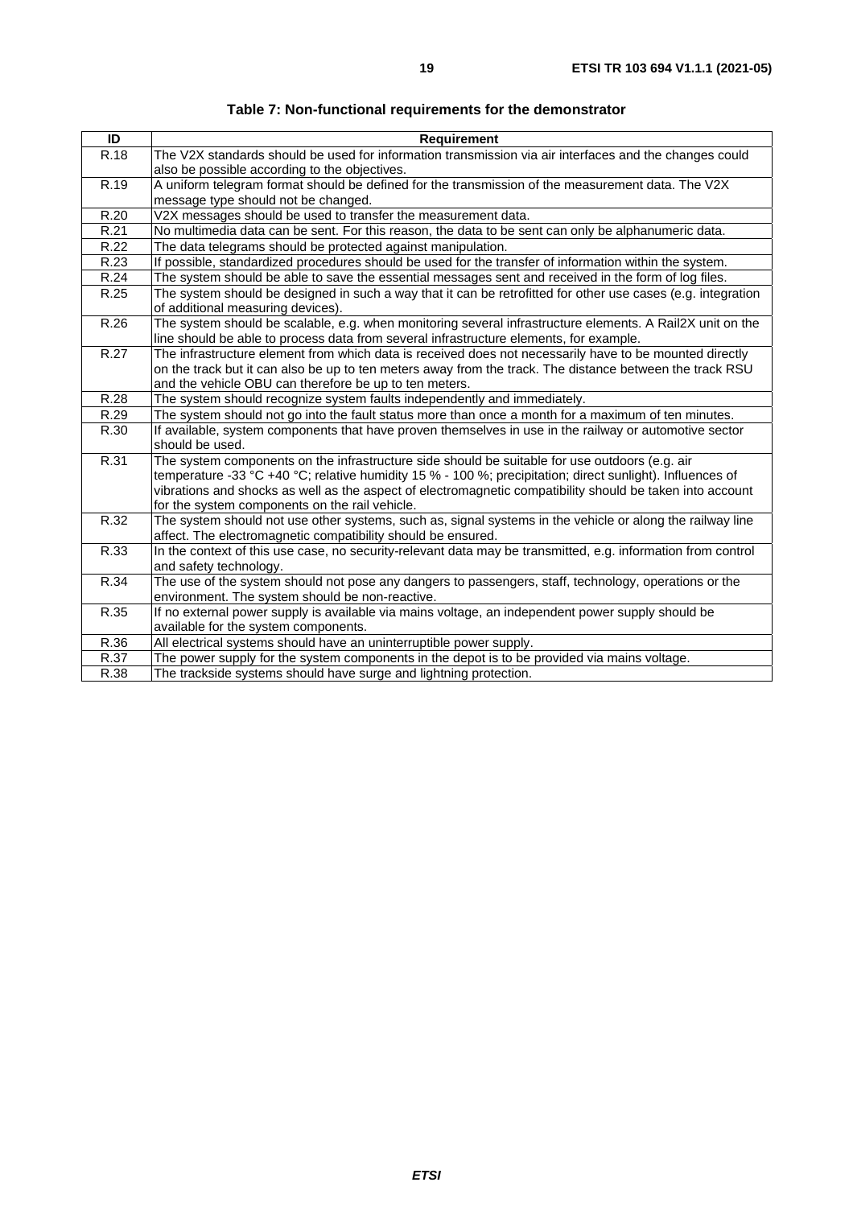**Table 7: Non-functional requirements for the demonstrator**

| ID | Requirement |
| --- | --- |
| R.18 | The V2X standards should be used for information transmission via air interfaces and the changes could also be possible according to the objectives. |
| R.19 | A uniform telegram format should be defined for the transmission of the measurement data. The V2X message type should not be changed. |
| R.20 | V2X messages should be used to transfer the measurement data. |
| R.21 | No multimedia data can be sent. For this reason, the data to be sent can only be alphanumeric data. |
| R.22 | The data telegrams should be protected against manipulation. |
| R.23 | If possible, standardized procedures should be used for the transfer of information within the system. |
| R.24 | The system should be able to save the essential messages sent and received in the form of log files. |
| R.25 | The system should be designed in such a way that it can be retrofitted for other use cases (e.g. integration of additional measuring devices). |
| R.26 | The system should be scalable, e.g. when monitoring several infrastructure elements. A Rail2X unit on the line should be able to process data from several infrastructure elements, for example. |
| R.27 | The infrastructure element from which data is received does not necessarily have to be mounted directly on the track but it can also be up to ten meters away from the track. The distance between the track RSU and the vehicle OBU can therefore be up to ten meters. |
| R.28 | The system should recognize system faults independently and immediately. |
| R.29 | The system should not go into the fault status more than once a month for a maximum of ten minutes. |
| R.30 | If available, system components that have proven themselves in use in the railway or automotive sector should be used. |
| R.31 | The system components on the infrastructure side should be suitable for use outdoors (e.g. air temperature -33 °C +40 °C; relative humidity 15 % - 100 %; precipitation; direct sunlight). Influences of vibrations and shocks as well as the aspect of electromagnetic compatibility should be taken into account for the system components on the rail vehicle. |
| R.32 | The system should not use other systems, such as, signal systems in the vehicle or along the railway line affect. The electromagnetic compatibility should be ensured. |
| R.33 | In the context of this use case, no security-relevant data may be transmitted, e.g. information from control and safety technology. |
| R.34 | The use of the system should not pose any dangers to passengers, staff, technology, operations or the environment. The system should be non-reactive. |
| R.35 | If no external power supply is available via mains voltage, an independent power supply should be available for the system components. |
| R.36 | All electrical systems should have an uninterruptible power supply. |
| R.37 | The power supply for the system components in the depot is to be provided via mains voltage. |
| R.38 | The trackside systems should have surge and lightning protection. |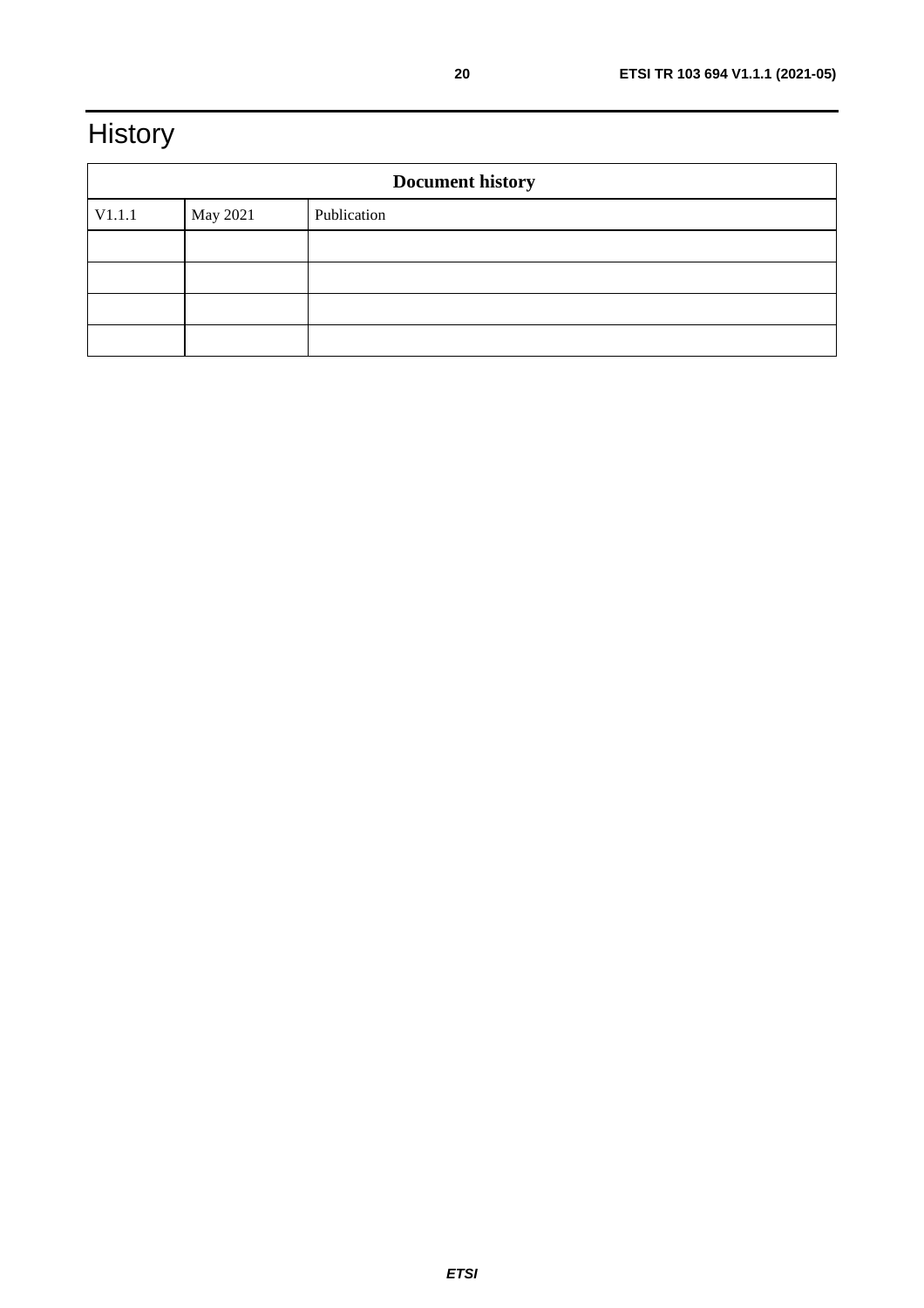# History

| Document history | | |
|---|---|---|
| V1.1.1 | May 2021 | Publication |
| | | |
| | | |
| | | |
| | | |